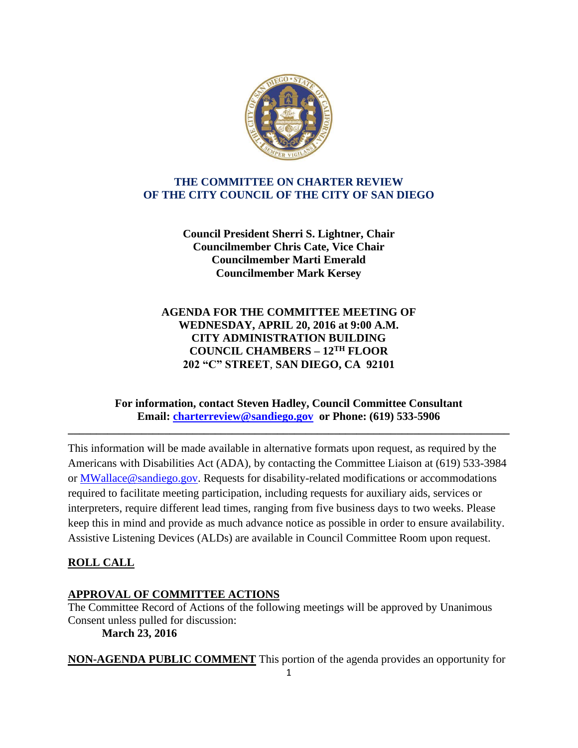# THE COMMITTEE ON CHARTER REVIEW OF THE CITY COUNCIL OF THE CITY OF SAN DIEGO

**Council President Sherri S. Lightner, Chair**
**Councilmember Chris Cate, Vice Chair**
**Councilmember Marti Emerald**
**Councilmember Mark Kersey**

**AGENDA FOR THE COMMITTEE MEETING OF**
**WEDNESDAY, APRIL 20, 2016 at 9:00 A.M.**
**CITY ADMINISTRATION BUILDING**
**COUNCIL CHAMBERS – 12TH FLOOR**
**202 "C" STREET, SAN DIEGO, CA 92101**

**For information, contact Steven Hadley, Council Committee Consultant**
**Email: charterreview@sandiego.gov or Phone: (619) 533-5906**

---

This information will be made available in alternative formats upon request, as required by the Americans with Disabilities Act (ADA), by contacting the Committee Liaison at (619) 533-3984 or MWallace@sandiego.gov. Requests for disability-related modifications or accommodations required to facilitate meeting participation, including requests for auxiliary aids, services or interpreters, require different lead times, ranging from five business days to two weeks. Please keep this in mind and provide as much advance notice as possible in order to ensure availability. Assistive Listening Devices (ALDs) are available in Council Committee Room upon request.

## ROLL CALL

## APPROVAL OF COMMITTEE ACTIONS

The Committee Record of Actions of the following meetings will be approved by Unanimous Consent unless pulled for discussion:

**March 23, 2016**

**NON-AGENDA PUBLIC COMMENT** This portion of the agenda provides an opportunity for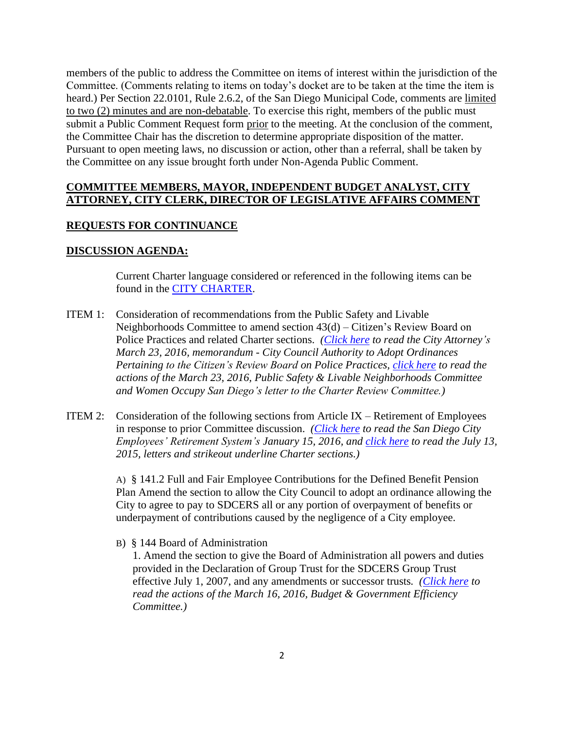members of the public to address the Committee on items of interest within the jurisdiction of the Committee. (Comments relating to items on today's docket are to be taken at the time the item is heard.) Per Section 22.0101, Rule 2.6.2, of the San Diego Municipal Code, comments are limited to two (2) minutes and are non-debatable. To exercise this right, members of the public must submit a Public Comment Request form prior to the meeting. At the conclusion of the comment, the Committee Chair has the discretion to determine appropriate disposition of the matter. Pursuant to open meeting laws, no discussion or action, other than a referral, shall be taken by the Committee on any issue brought forth under Non-Agenda Public Comment.

**COMMITTEE MEMBERS, MAYOR, INDEPENDENT BUDGET ANALYST, CITY ATTORNEY, CITY CLERK, DIRECTOR OF LEGISLATIVE AFFAIRS COMMENT**

**REQUESTS FOR CONTINUANCE**

**DISCUSSION AGENDA:**

Current Charter language considered or referenced in the following items can be found in the CITY CHARTER.

ITEM 1: Consideration of recommendations from the Public Safety and Livable Neighborhoods Committee to amend section 43(d) – Citizen's Review Board on Police Practices and related Charter sections. *(Click here to read the City Attorney's March 23, 2016, memorandum - City Council Authority to Adopt Ordinances Pertaining to the Citizen's Review Board on Police Practices, click here to read the actions of the March 23, 2016, Public Safety & Livable Neighborhoods Committee and Women Occupy San Diego's letter to the Charter Review Committee.)*

ITEM 2: Consideration of the following sections from Article IX – Retirement of Employees in response to prior Committee discussion. *(Click here to read the San Diego City Employees' Retirement System's January 15, 2016, and click here to read the July 13, 2015, letters and strikeout underline Charter sections.)*

A) § 141.2 Full and Fair Employee Contributions for the Defined Benefit Pension Plan Amend the section to allow the City Council to adopt an ordinance allowing the City to agree to pay to SDCERS all or any portion of overpayment of benefits or underpayment of contributions caused by the negligence of a City employee.

B) § 144 Board of Administration

1. Amend the section to give the Board of Administration all powers and duties provided in the Declaration of Group Trust for the SDCERS Group Trust effective July 1, 2007, and any amendments or successor trusts. *(Click here to read the actions of the March 16, 2016, Budget & Government Efficiency Committee.)*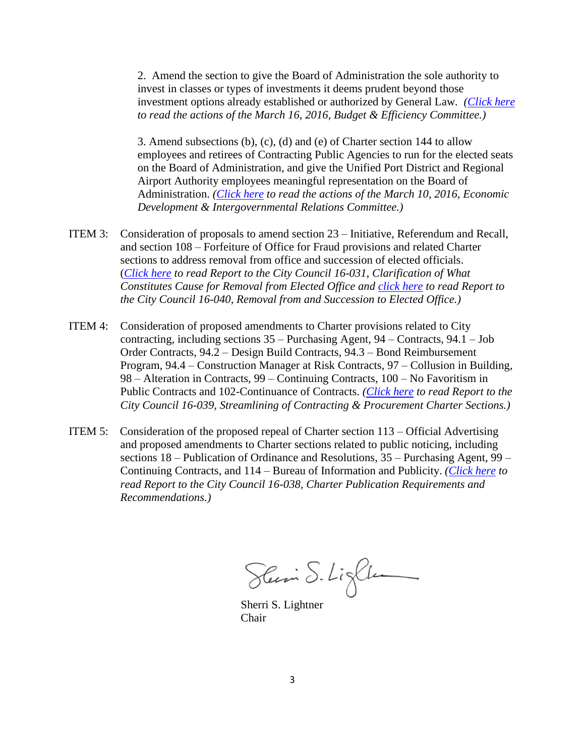2. Amend the section to give the Board of Administration the sole authority to invest in classes or types of investments it deems prudent beyond those investment options already established or authorized by General Law. *(Click here to read the actions of the March 16, 2016, Budget & Efficiency Committee.)*

3. Amend subsections (b), (c), (d) and (e) of Charter section 144 to allow employees and retirees of Contracting Public Agencies to run for the elected seats on the Board of Administration, and give the Unified Port District and Regional Airport Authority employees meaningful representation on the Board of Administration. *(Click here to read the actions of the March 10, 2016, Economic Development & Intergovernmental Relations Committee.)*

ITEM 3: Consideration of proposals to amend section 23 – Initiative, Referendum and Recall, and section 108 – Forfeiture of Office for Fraud provisions and related Charter sections to address removal from office and succession of elected officials. (*Click here to read Report to the City Council 16-031, Clarification of What Constitutes Cause for Removal from Elected Office and click here to read Report to the City Council 16-040, Removal from and Succession to Elected Office.)*

ITEM 4: Consideration of proposed amendments to Charter provisions related to City contracting, including sections 35 – Purchasing Agent, 94 – Contracts, 94.1 – Job Order Contracts, 94.2 – Design Build Contracts, 94.3 – Bond Reimbursement Program, 94.4 – Construction Manager at Risk Contracts, 97 – Collusion in Building, 98 – Alteration in Contracts, 99 – Continuing Contracts, 100 – No Favoritism in Public Contracts and 102-Continuance of Contracts. *(Click here to read Report to the City Council 16-039, Streamlining of Contracting & Procurement Charter Sections.)*

ITEM 5: Consideration of the proposed repeal of Charter section 113 – Official Advertising and proposed amendments to Charter sections related to public noticing, including sections 18 – Publication of Ordinance and Resolutions, 35 – Purchasing Agent, 99 – Continuing Contracts, and 114 – Bureau of Information and Publicity. *(Click here to read Report to the City Council 16-038, Charter Publication Requirements and Recommendations.)*

Sherri S. Lightner
Chair